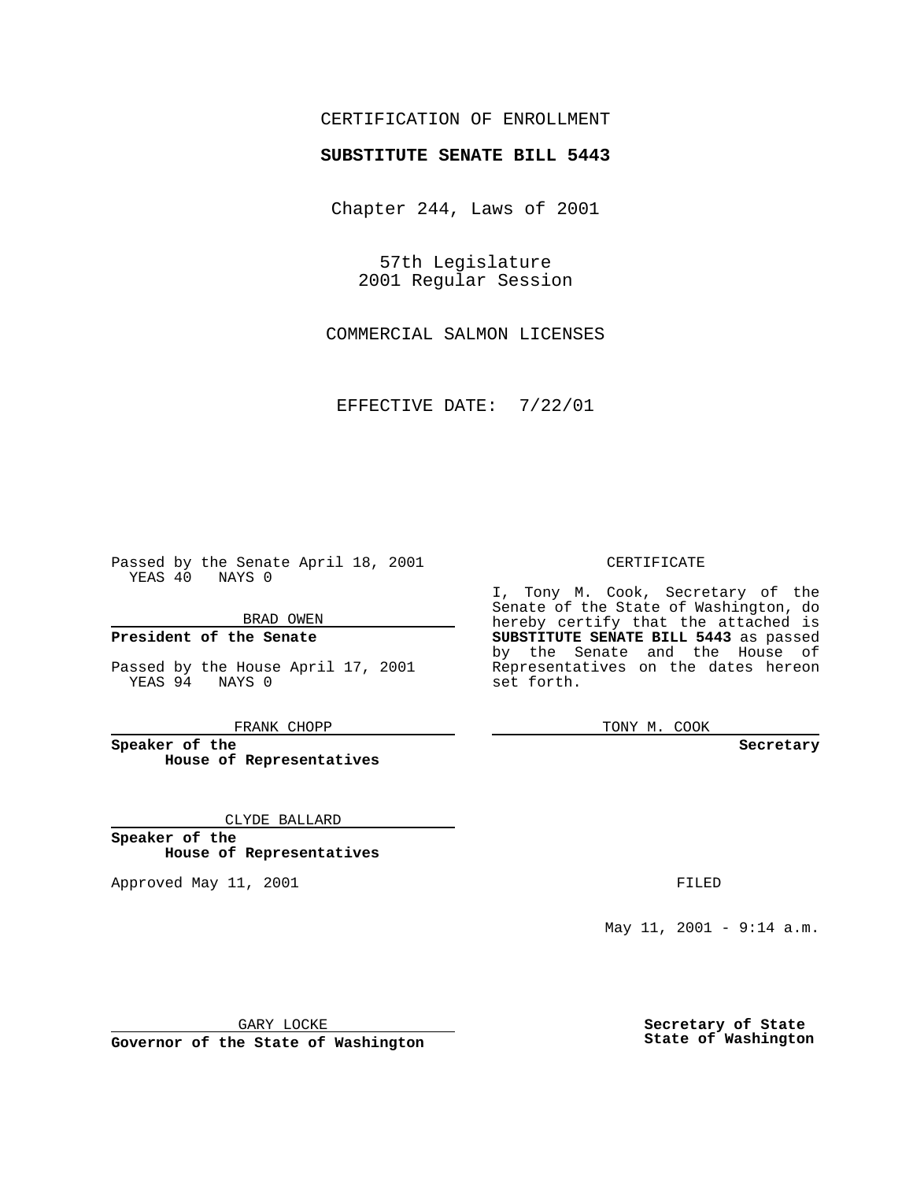CERTIFICATION OF ENROLLMENT

**SUBSTITUTE SENATE BILL 5443**

Chapter 244, Laws of 2001

57th Legislature
2001 Regular Session

COMMERCIAL SALMON LICENSES

EFFECTIVE DATE: 7/22/01

Passed by the Senate April 18, 2001
YEAS 40 NAYS 0

BRAD OWEN

**President of the Senate**

Passed by the House April 17, 2001
YEAS 94 NAYS 0

FRANK CHOPP

**Speaker of the House of Representatives**

CLYDE BALLARD

**Speaker of the House of Representatives**

Approved May 11, 2001

GARY LOCKE

**Governor of the State of Washington**

CERTIFICATE

I, Tony M. Cook, Secretary of the Senate of the State of Washington, do hereby certify that the attached is **SUBSTITUTE SENATE BILL 5443** as passed by the Senate and the House of Representatives on the dates hereon set forth.

TONY M. COOK

**Secretary**

FILED

May 11, 2001 - 9:14 a.m.

**Secretary of State**
**State of Washington**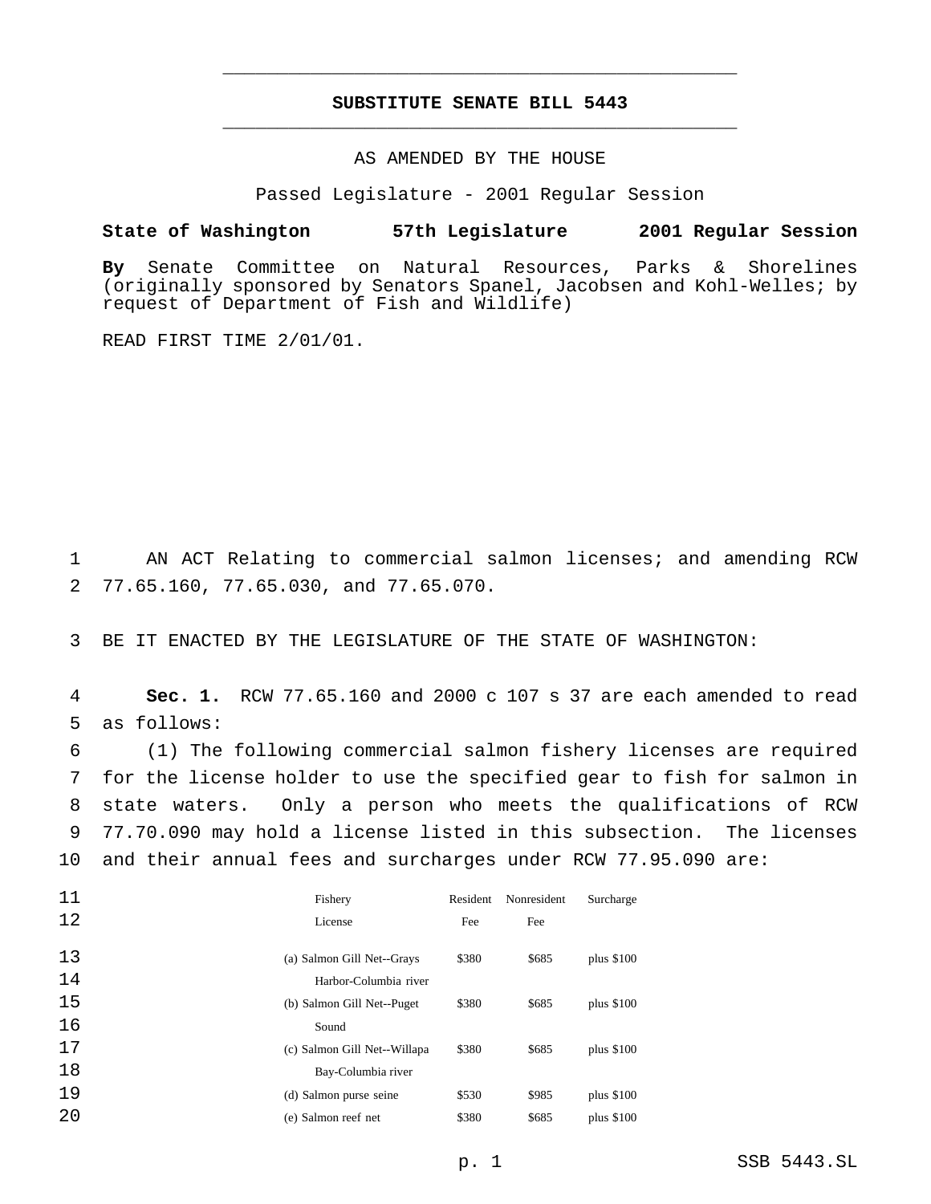# SUBSTITUTE SENATE BILL 5443

AS AMENDED BY THE HOUSE

Passed Legislature - 2001 Regular Session

**State of Washington 57th Legislature 2001 Regular Session**

**By** Senate Committee on Natural Resources, Parks & Shorelines (originally sponsored by Senators Spanel, Jacobsen and Kohl-Welles; by request of Department of Fish and Wildlife)

READ FIRST TIME 2/01/01.

AN ACT Relating to commercial salmon licenses; and amending RCW 77.65.160, 77.65.030, and 77.65.070.

BE IT ENACTED BY THE LEGISLATURE OF THE STATE OF WASHINGTON:

**Sec. 1.** RCW 77.65.160 and 2000 c 107 s 37 are each amended to read as follows:

(1) The following commercial salmon fishery licenses are required for the license holder to use the specified gear to fish for salmon in state waters. Only a person who meets the qualifications of RCW 77.70.090 may hold a license listed in this subsection. The licenses and their annual fees and surcharges under RCW 77.95.090 are:

| Fishery License | Resident Fee | Nonresident Fee | Surcharge |
|---|---|---|---|
| (a) Salmon Gill Net--Grays Harbor-Columbia river | $380 | $685 | plus $100 |
| (b) Salmon Gill Net--Puget Sound | $380 | $685 | plus $100 |
| (c) Salmon Gill Net--Willapa Bay-Columbia river | $380 | $685 | plus $100 |
| (d) Salmon purse seine | $530 | $985 | plus $100 |
| (e) Salmon reef net | $380 | $685 | plus $100 |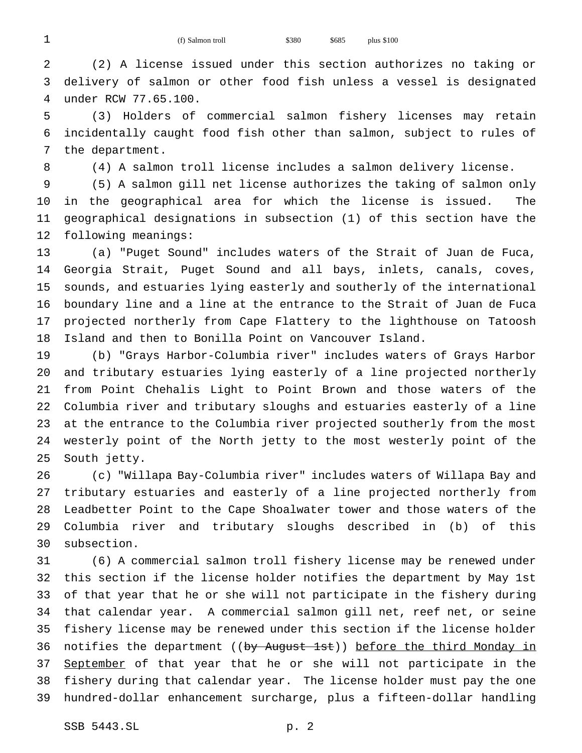| (f) Salmon troll | $380 | $685 | plus $100 |
|---|---|---|---|

(2) A license issued under this section authorizes no taking or delivery of salmon or other food fish unless a vessel is designated under RCW 77.65.100.

(3) Holders of commercial salmon fishery licenses may retain incidentally caught food fish other than salmon, subject to rules of the department.

(4) A salmon troll license includes a salmon delivery license.

(5) A salmon gill net license authorizes the taking of salmon only in the geographical area for which the license is issued. The geographical designations in subsection (1) of this section have the following meanings:

(a) "Puget Sound" includes waters of the Strait of Juan de Fuca, Georgia Strait, Puget Sound and all bays, inlets, canals, coves, sounds, and estuaries lying easterly and southerly of the international boundary line and a line at the entrance to the Strait of Juan de Fuca projected northerly from Cape Flattery to the lighthouse on Tatoosh Island and then to Bonilla Point on Vancouver Island.

(b) "Grays Harbor-Columbia river" includes waters of Grays Harbor and tributary estuaries lying easterly of a line projected northerly from Point Chehalis Light to Point Brown and those waters of the Columbia river and tributary sloughs and estuaries easterly of a line at the entrance to the Columbia river projected southerly from the most westerly point of the North jetty to the most westerly point of the South jetty.

(c) "Willapa Bay-Columbia river" includes waters of Willapa Bay and tributary estuaries and easterly of a line projected northerly from Leadbetter Point to the Cape Shoalwater tower and those waters of the Columbia river and tributary sloughs described in (b) of this subsection.

(6) A commercial salmon troll fishery license may be renewed under this section if the license holder notifies the department by May 1st of that year that he or she will not participate in the fishery during that calendar year. A commercial salmon gill net, reef net, or seine fishery license may be renewed under this section if the license holder notifies the department ((~~by August 1st~~)) <u>before the third Monday in September</u> of that year that he or she will not participate in the fishery during that calendar year. The license holder must pay the one hundred-dollar enhancement surcharge, plus a fifteen-dollar handling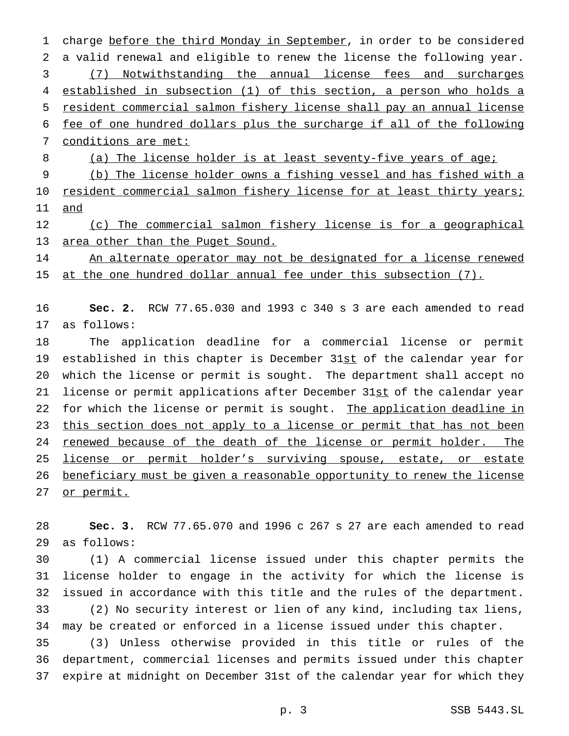charge before the third Monday in September, in order to be considered a valid renewal and eligible to renew the license the following year.

(7) Notwithstanding the annual license fees and surcharges established in subsection (1) of this section, a person who holds a resident commercial salmon fishery license shall pay an annual license fee of one hundred dollars plus the surcharge if all of the following conditions are met:

(a) The license holder is at least seventy-five years of age;

(b) The license holder owns a fishing vessel and has fished with a resident commercial salmon fishery license for at least thirty years; and

(c) The commercial salmon fishery license is for a geographical area other than the Puget Sound.

An alternate operator may not be designated for a license renewed at the one hundred dollar annual fee under this subsection (7).

**Sec. 2.** RCW 77.65.030 and 1993 c 340 s 3 are each amended to read as follows:

The application deadline for a commercial license or permit established in this chapter is December 31st of the calendar year for which the license or permit is sought. The department shall accept no license or permit applications after December 31st of the calendar year for which the license or permit is sought. The application deadline in this section does not apply to a license or permit that has not been renewed because of the death of the license or permit holder. The license or permit holder's surviving spouse, estate, or estate beneficiary must be given a reasonable opportunity to renew the license or permit.

**Sec. 3.** RCW 77.65.070 and 1996 c 267 s 27 are each amended to read as follows:

(1) A commercial license issued under this chapter permits the license holder to engage in the activity for which the license is issued in accordance with this title and the rules of the department.

(2) No security interest or lien of any kind, including tax liens, may be created or enforced in a license issued under this chapter.

(3) Unless otherwise provided in this title or rules of the department, commercial licenses and permits issued under this chapter expire at midnight on December 31st of the calendar year for which they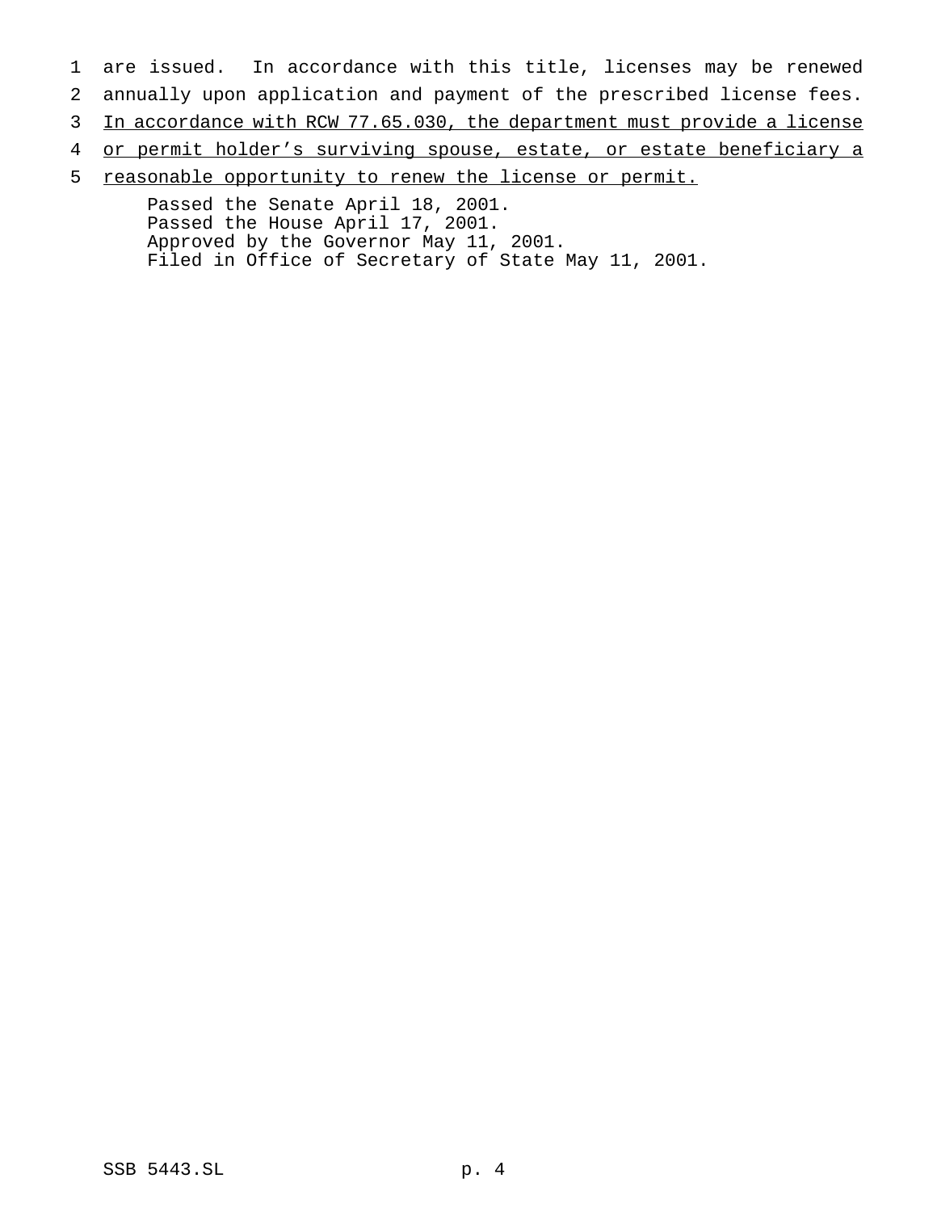are issued. In accordance with this title, licenses may be renewed annually upon application and payment of the prescribed license fees. <u>In accordance with RCW 77.65.030, the department must provide a license or permit holder's surviving spouse, estate, or estate beneficiary a reasonable opportunity to renew the license or permit.</u>

Passed the Senate April 18, 2001.
Passed the House April 17, 2001.
Approved by the Governor May 11, 2001.
Filed in Office of Secretary of State May 11, 2001.